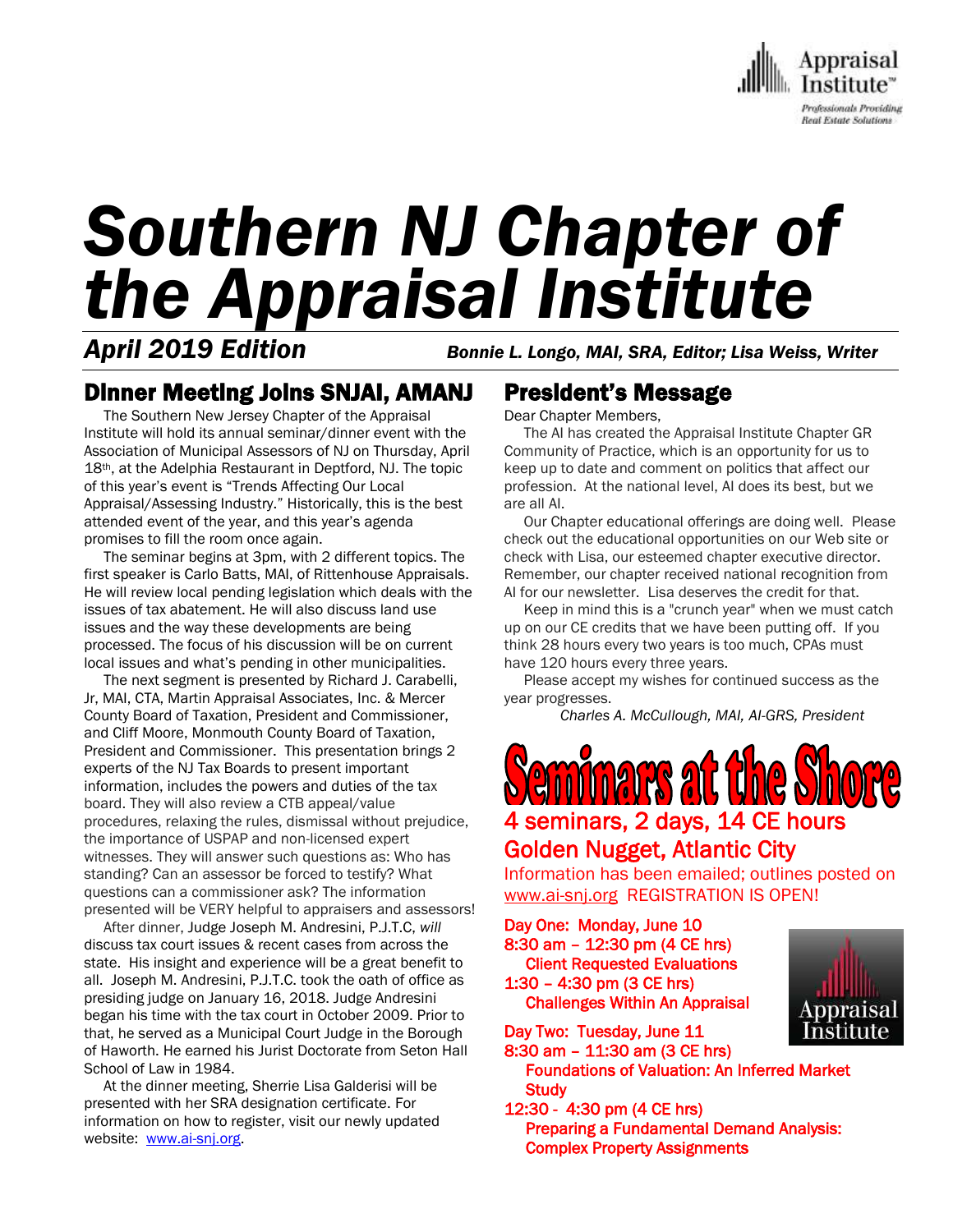# Southern NJ Chapter of the Appraisal Institute

*April 2019 Edition* *Bonnie L. Longo, MAI, SRA, Editor; Lisa Weiss, Writer*

## Dinner Meeting Joins SNJAI, AMANJ

The Southern New Jersey Chapter of the Appraisal Institute will hold its annual seminar/dinner event with the Association of Municipal Assessors of NJ on Thursday, April 18th, at the Adelphia Restaurant in Deptford, NJ. The topic of this year's event is "Trends Affecting Our Local Appraisal/Assessing Industry." Historically, this is the best attended event of the year, and this year's agenda promises to fill the room once again.

The seminar begins at 3pm, with 2 different topics. The first speaker is Carlo Batts, MAI, of Rittenhouse Appraisals. He will review local pending legislation which deals with the issues of tax abatement. He will also discuss land use issues and the way these developments are being processed. The focus of his discussion will be on current local issues and what's pending in other municipalities.

The next segment is presented by Richard J. Carabelli, Jr, MAI, CTA, Martin Appraisal Associates, Inc. & Mercer County Board of Taxation, President and Commissioner, and Cliff Moore, Monmouth County Board of Taxation, President and Commissioner. This presentation brings 2 experts of the NJ Tax Boards to present important information, includes the powers and duties of the tax board. They will also review a CTB appeal/value procedures, relaxing the rules, dismissal without prejudice, the importance of USPAP and non-licensed expert witnesses. They will answer such questions as: Who has standing? Can an assessor be forced to testify? What questions can a commissioner ask? The information presented will be VERY helpful to appraisers and assessors!

After dinner, Judge Joseph M. Andresini, P.J.T.C, *will* discuss tax court issues & recent cases from across the state. His insight and experience will be a great benefit to all. Joseph M. Andresini, P.J.T.C. took the oath of office as presiding judge on January 16, 2018. Judge Andresini began his time with the tax court in October 2009. Prior to that, he served as a Municipal Court Judge in the Borough of Haworth. He earned his Jurist Doctorate from Seton Hall School of Law in 1984.

At the dinner meeting, Sherrie Lisa Galderisi will be presented with her SRA designation certificate. For information on how to register, visit our newly updated website: www.ai-snj.org.

## President's Message

Dear Chapter Members,

The AI has created the Appraisal Institute Chapter GR Community of Practice, which is an opportunity for us to keep up to date and comment on politics that affect our profession. At the national level, AI does its best, but we are all AI.

Our Chapter educational offerings are doing well. Please check out the educational opportunities on our Web site or check with Lisa, our esteemed chapter executive director. Remember, our chapter received national recognition from AI for our newsletter. Lisa deserves the credit for that.

Keep in mind this is a "crunch year" when we must catch up on our CE credits that we have been putting off. If you think 28 hours every two years is too much, CPAs must have 120 hours every three years.

Please accept my wishes for continued success as the year progresses.

*Charles A. McCullough, MAI, AI-GRS, President*

## Seminars at the Shore

**4 seminars, 2 days, 14 CE hours**

**Golden Nugget, Atlantic City**

Information has been emailed; outlines posted on www.ai-snj.org REGISTRATION IS OPEN!

**Day One: Monday, June 10**

8:30 am – 12:30 pm (4 CE hrs)
Client Requested Evaluations

1:30 – 4:30 pm (3 CE hrs)
Challenges Within An Appraisal

**Day Two: Tuesday, June 11**

8:30 am – 11:30 am (3 CE hrs)
Foundations of Valuation: An Inferred Market Study

12:30 - 4:30 pm (4 CE hrs)
Preparing a Fundamental Demand Analysis: Complex Property Assignments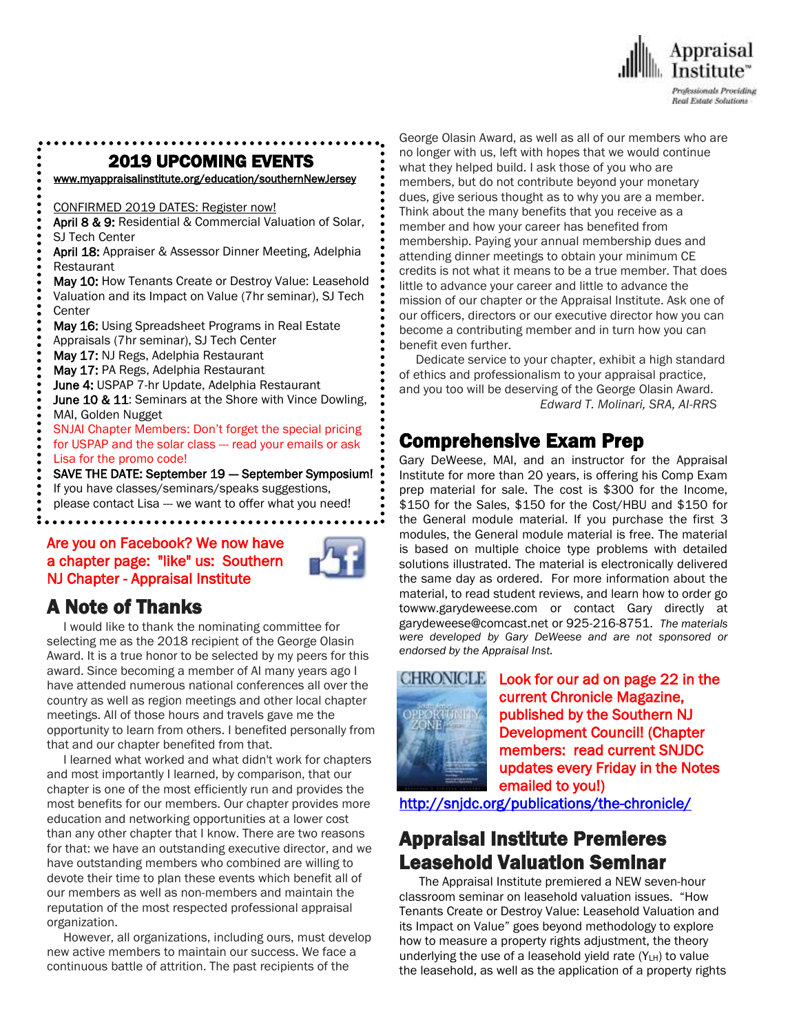## 2019 UPCOMING EVENTS

www.myappraisalinstitute.org/education/southernNewJersey

CONFIRMED 2019 DATES: Register now!

**April 8 & 9:** Residential & Commercial Valuation of Solar, SJ Tech Center
**April 18:** Appraiser & Assessor Dinner Meeting, Adelphia Restaurant
**May 10:** How Tenants Create or Destroy Value: Leasehold Valuation and its Impact on Value (7hr seminar), SJ Tech Center
**May 16:** Using Spreadsheet Programs in Real Estate Appraisals (7hr seminar), SJ Tech Center
**May 17:** NJ Regs, Adelphia Restaurant
**May 17:** PA Regs, Adelphia Restaurant
**June 4:** USPAP 7-hr Update, Adelphia Restaurant
**June 10 & 11**: Seminars at the Shore with Vince Dowling, MAI, Golden Nugget

SNJAI Chapter Members: Don't forget the special pricing for USPAP and the solar class --- read your emails or ask Lisa for the promo code!

**SAVE THE DATE: September 19 — September Symposium!**
If you have classes/seminars/speaks suggestions, please contact Lisa --- we want to offer what you need!

Are you on Facebook? We now have a chapter page: "like" us: Southern NJ Chapter - Appraisal Institute

## A Note of Thanks

I would like to thank the nominating committee for selecting me as the 2018 recipient of the George Olasin Award. It is a true honor to be selected by my peers for this award. Since becoming a member of AI many years ago I have attended numerous national conferences all over the country as well as region meetings and other local chapter meetings. All of those hours and travels gave me the opportunity to learn from others. I benefited personally from that and our chapter benefited from that.

I learned what worked and what didn't work for chapters and most importantly I learned, by comparison, that our chapter is one of the most efficiently run and provides the most benefits for our members. Our chapter provides more education and networking opportunities at a lower cost than any other chapter that I know. There are two reasons for that: we have an outstanding executive director, and we have outstanding members who combined are willing to devote their time to plan these events which benefit all of our members as well as non-members and maintain the reputation of the most respected professional appraisal organization.

However, all organizations, including ours, must develop new active members to maintain our success. We face a continuous battle of attrition. The past recipients of the George Olasin Award, as well as all of our members who are no longer with us, left with hopes that we would continue what they helped build. I ask those of you who are members, but do not contribute beyond your monetary dues, give serious thought as to why you are a member. Think about the many benefits that you receive as a member and how your career has benefited from membership. Paying your annual membership dues and attending dinner meetings to obtain your minimum CE credits is not what it means to be a true member. That does little to advance your career and little to advance the mission of our chapter or the Appraisal Institute. Ask one of our officers, directors or our executive director how you can become a contributing member and in turn how you can benefit even further.

Dedicate service to your chapter, exhibit a high standard of ethics and professionalism to your appraisal practice, and you too will be deserving of the George Olasin Award.

*Edward T. Molinari, SRA, AI-RRS*

## Comprehensive Exam Prep

Gary DeWeese, MAI, and an instructor for the Appraisal Institute for more than 20 years, is offering his Comp Exam prep material for sale. The cost is $300 for the Income, $150 for the Sales, $150 for the Cost/HBU and $150 for the General module material. If you purchase the first 3 modules, the General module material is free. The material is based on multiple choice type problems with detailed solutions illustrated. The material is electronically delivered the same day as ordered. For more information about the material, to read student reviews, and learn how to order go towww.garydeweese.com or contact Gary directly at garydeweese@comcast.net or 925-216-8751. *The materials were developed by Gary DeWeese and are not sponsored or endorsed by the Appraisal Inst.*

Look for our ad on page 22 in the current Chronicle Magazine, published by the Southern NJ Development Council! (Chapter members: read current SNJDC updates every Friday in the Notes emailed to you!)

http://snjdc.org/publications/the-chronicle/

## Appraisal Institute Premieres Leasehold Valuation Seminar

The Appraisal Institute premiered a NEW seven-hour classroom seminar on leasehold valuation issues. "How Tenants Create or Destroy Value: Leasehold Valuation and its Impact on Value" goes beyond methodology to explore how to measure a property rights adjustment, the theory underlying the use of a leasehold yield rate ($Y_{LH}$) to value the leasehold, as well as the application of a property rights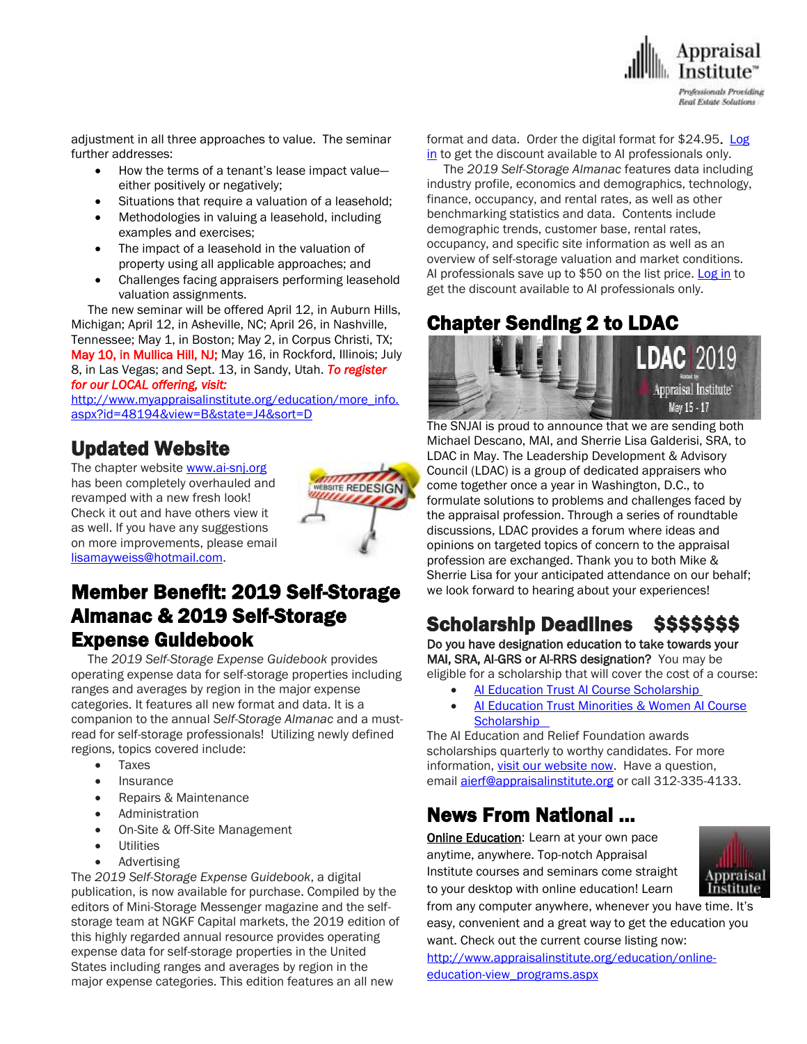adjustment in all three approaches to value. The seminar further addresses:

- How the terms of a tenant's lease impact value—either positively or negatively;
- Situations that require a valuation of a leasehold;
- Methodologies in valuing a leasehold, including examples and exercises;
- The impact of a leasehold in the valuation of property using all applicable approaches; and
- Challenges facing appraisers performing leasehold valuation assignments.

The new seminar will be offered April 12, in Auburn Hills, Michigan; April 12, in Asheville, NC; April 26, in Nashville, Tennessee; May 1, in Boston; May 2, in Corpus Christi, TX; **May 10, in Mullica Hill, NJ;** May 16, in Rockford, Illinois; July 8, in Las Vegas; and Sept. 13, in Sandy, Utah. ***To register for our LOCAL offering, visit:***
http://www.myappraisalinstitute.org/education/more_info.aspx?id=48194&view=B&state=J4&sort=D

## Updated Website

The chapter website www.ai-snj.org has been completely overhauled and revamped with a new fresh look! Check it out and have others view it as well. If you have any suggestions on more improvements, please email lisamayweiss@hotmail.com.

## Member Benefit: 2019 Self-Storage Almanac & 2019 Self-Storage Expense Guidebook

The *2019 Self-Storage Expense Guidebook* provides operating expense data for self-storage properties including ranges and averages by region in the major expense categories. It features all new format and data. It is a companion to the annual *Self-Storage Almanac* and a must-read for self-storage professionals! Utilizing newly defined regions, topics covered include:

- Taxes
- Insurance
- Repairs & Maintenance
- Administration
- On-Site & Off-Site Management
- Utilities
- Advertising

The *2019 Self-Storage Expense Guidebook*, a digital publication, is now available for purchase. Compiled by the editors of Mini-Storage Messenger magazine and the self-storage team at NGKF Capital markets, the 2019 edition of this highly regarded annual resource provides operating expense data for self-storage properties in the United States including ranges and averages by region in the major expense categories. This edition features an all new format and data. Order the digital format for $24.95. Log in to get the discount available to AI professionals only.

The *2019 Self-Storage Almanac* features data including industry profile, economics and demographics, technology, finance, occupancy, and rental rates, as well as other benchmarking statistics and data. Contents include demographic trends, customer base, rental rates, occupancy, and specific site information as well as an overview of self-storage valuation and market conditions. AI professionals save up to $50 on the list price. Log in to get the discount available to AI professionals only.

## Chapter Sending 2 to LDAC

The SNJAI is proud to announce that we are sending both Michael Descano, MAI, and Sherrie Lisa Galderisi, SRA, to LDAC in May. The Leadership Development & Advisory Council (LDAC) is a group of dedicated appraisers who come together once a year in Washington, D.C., to formulate solutions to problems and challenges faced by the appraisal profession. Through a series of roundtable discussions, LDAC provides a forum where ideas and opinions on targeted topics of concern to the appraisal profession are exchanged. Thank you to both Mike & Sherrie Lisa for your anticipated attendance on our behalf; we look forward to hearing about your experiences!

## Scholarship Deadlines $$$$$$$

**Do you have designation education to take towards your MAI, SRA, AI-GRS or AI-RRS designation?** You may be eligible for a scholarship that will cover the cost of a course:

- AI Education Trust AI Course Scholarship
- AI Education Trust Minorities & Women AI Course Scholarship

The AI Education and Relief Foundation awards scholarships quarterly to worthy candidates. For more information, visit our website now. Have a question, email aierf@appraisalinstitute.org or call 312-335-4133.

## News From National ...

**Online Education**: Learn at your own pace anytime, anywhere. Top-notch Appraisal Institute courses and seminars come straight to your desktop with online education! Learn from any computer anywhere, whenever you have time. It's easy, convenient and a great way to get the education you want. Check out the current course listing now:
http://www.appraisalinstitute.org/education/online-education-view_programs.aspx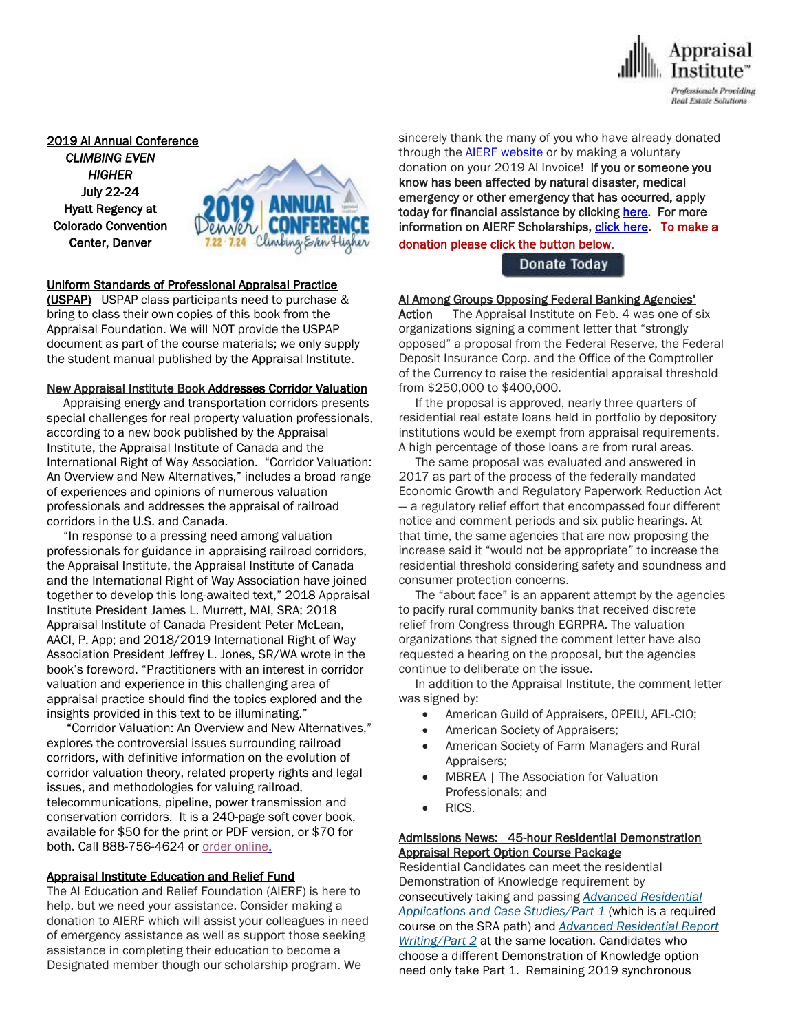**2019 AI Annual Conference**

*CLIMBING EVEN HIGHER*
**July 22-24**
**Hyatt Regency at Colorado Convention Center, Denver**

**Uniform Standards of Professional Appraisal Practice (USPAP)** USPAP class participants need to purchase & bring to class their own copies of this book from the Appraisal Foundation. We will NOT provide the USPAP document as part of the course materials; we only supply the student manual published by the Appraisal Institute.

**New Appraisal Institute Book Addresses Corridor Valuation**

Appraising energy and transportation corridors presents special challenges for real property valuation professionals, according to a new book published by the Appraisal Institute, the Appraisal Institute of Canada and the International Right of Way Association. "Corridor Valuation: An Overview and New Alternatives," includes a broad range of experiences and opinions of numerous valuation professionals and addresses the appraisal of railroad corridors in the U.S. and Canada.

"In response to a pressing need among valuation professionals for guidance in appraising railroad corridors, the Appraisal Institute, the Appraisal Institute of Canada and the International Right of Way Association have joined together to develop this long-awaited text," 2018 Appraisal Institute President James L. Murrett, MAI, SRA; 2018 Appraisal Institute of Canada President Peter McLean, AACI, P. App; and 2018/2019 International Right of Way Association President Jeffrey L. Jones, SR/WA wrote in the book's foreword. "Practitioners with an interest in corridor valuation and experience in this challenging area of appraisal practice should find the topics explored and the insights provided in this text to be illuminating."

"Corridor Valuation: An Overview and New Alternatives," explores the controversial issues surrounding railroad corridors, with definitive information on the evolution of corridor valuation theory, related property rights and legal issues, and methodologies for valuing railroad, telecommunications, pipeline, power transmission and conservation corridors. It is a 240-page soft cover book, available for $50 for the print or PDF version, or $70 for both. Call 888-756-4624 or order online.

**Appraisal Institute Education and Relief Fund**

The AI Education and Relief Foundation (AIERF) is here to help, but we need your assistance. Consider making a donation to AIERF which will assist your colleagues in need of emergency assistance as well as support those seeking assistance in completing their education to become a Designated member though our scholarship program. We sincerely thank the many of you who have already donated through the AIERF website or by making a voluntary donation on your 2019 AI Invoice! **If you or someone you know has been affected by natural disaster, medical emergency or other emergency that has occurred, apply today for financial assistance by clicking here. For more information on AIERF Scholarships, click here. To make a donation please click the button below.**

Donate Today

**AI Among Groups Opposing Federal Banking Agencies' Action** The Appraisal Institute on Feb. 4 was one of six organizations signing a comment letter that "strongly opposed" a proposal from the Federal Reserve, the Federal Deposit Insurance Corp. and the Office of the Comptroller of the Currency to raise the residential appraisal threshold from $250,000 to $400,000.

If the proposal is approved, nearly three quarters of residential real estate loans held in portfolio by depository institutions would be exempt from appraisal requirements. A high percentage of those loans are from rural areas.

The same proposal was evaluated and answered in 2017 as part of the process of the federally mandated Economic Growth and Regulatory Paperwork Reduction Act – a regulatory relief effort that encompassed four different notice and comment periods and six public hearings. At that time, the same agencies that are now proposing the increase said it "would not be appropriate" to increase the residential threshold considering safety and soundness and consumer protection concerns.

The "about face" is an apparent attempt by the agencies to pacify rural community banks that received discrete relief from Congress through EGRPRA. The valuation organizations that signed the comment letter have also requested a hearing on the proposal, but the agencies continue to deliberate on the issue.

In addition to the Appraisal Institute, the comment letter was signed by:

- American Guild of Appraisers, OPEIU, AFL-CIO;
- American Society of Appraisers;
- American Society of Farm Managers and Rural Appraisers;
- MBREA | The Association for Valuation Professionals; and
- RICS.

**Admissions News: 45-hour Residential Demonstration Appraisal Report Option Course Package**

Residential Candidates can meet the residential Demonstration of Knowledge requirement by consecutively taking and passing *Advanced Residential Applications and Case Studies/Part 1* (which is a required course on the SRA path) and *Advanced Residential Report Writing/Part 2* at the same location. Candidates who choose a different Demonstration of Knowledge option need only take Part 1. Remaining 2019 synchronous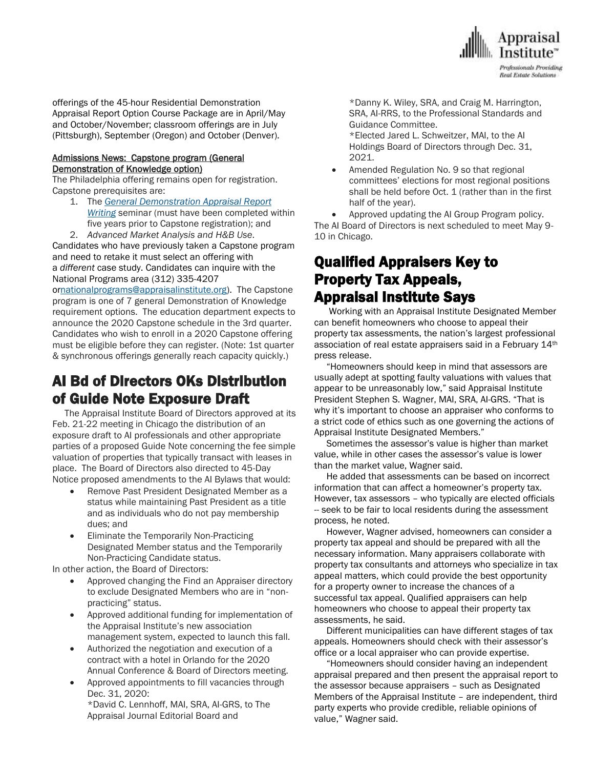offerings of the 45-hour Residential Demonstration Appraisal Report Option Course Package are in April/May and October/November; classroom offerings are in July (Pittsburgh), September (Oregon) and October (Denver).

**Admissions News: Capstone program (General Demonstration of Knowledge option)**

The Philadelphia offering remains open for registration. Capstone prerequisites are:

1. The *General Demonstration Appraisal Report Writing* seminar (must have been completed within five years prior to Capstone registration); and
2. *Advanced Market Analysis and H&B Use*.

Candidates who have previously taken a Capstone program and need to retake it must select an offering with a *different* case study. Candidates can inquire with the National Programs area (312) 335-4207 ornationalprograms@appraisalinstitute.org). The Capstone program is one of 7 general Demonstration of Knowledge requirement options. The education department expects to announce the 2020 Capstone schedule in the 3rd quarter. Candidates who wish to enroll in a 2020 Capstone offering must be eligible before they can register. (Note: 1st quarter & synchronous offerings generally reach capacity quickly.)

# AI Bd of Directors OKs Distribution of Guide Note Exposure Draft

The Appraisal Institute Board of Directors approved at its Feb. 21-22 meeting in Chicago the distribution of an exposure draft to AI professionals and other appropriate parties of a proposed Guide Note concerning the fee simple valuation of properties that typically transact with leases in place. The Board of Directors also directed to 45-Day Notice proposed amendments to the AI Bylaws that would:

- Remove Past President Designated Member as a status while maintaining Past President as a title and as individuals who do not pay membership dues; and
- Eliminate the Temporarily Non-Practicing Designated Member status and the Temporarily Non-Practicing Candidate status.

In other action, the Board of Directors:

- Approved changing the Find an Appraiser directory to exclude Designated Members who are in "non-practicing" status.
- Approved additional funding for implementation of the Appraisal Institute's new association management system, expected to launch this fall.
- Authorized the negotiation and execution of a contract with a hotel in Orlando for the 2020 Annual Conference & Board of Directors meeting.
- Approved appointments to fill vacancies through Dec. 31, 2020:
  *David C. Lennhoff, MAI, SRA, AI-GRS, to The Appraisal Journal Editorial Board and
  *Danny K. Wiley, SRA, and Craig M. Harrington, SRA, AI-RRS, to the Professional Standards and Guidance Committee.
  *Elected Jared L. Schweitzer, MAI, to the AI Holdings Board of Directors through Dec. 31, 2021.
- Amended Regulation No. 9 so that regional committees' elections for most regional positions shall be held before Oct. 1 (rather than in the first half of the year).
- Approved updating the AI Group Program policy.

The AI Board of Directors is next scheduled to meet May 9-10 in Chicago.

# Qualified Appraisers Key to Property Tax Appeals, Appraisal Institute Says

Working with an Appraisal Institute Designated Member can benefit homeowners who choose to appeal their property tax assessments, the nation's largest professional association of real estate appraisers said in a February 14th press release.

"Homeowners should keep in mind that assessors are usually adept at spotting faulty valuations with values that appear to be unreasonably low," said Appraisal Institute President Stephen S. Wagner, MAI, SRA, AI-GRS. "That is why it's important to choose an appraiser who conforms to a strict code of ethics such as one governing the actions of Appraisal Institute Designated Members."

Sometimes the assessor's value is higher than market value, while in other cases the assessor's value is lower than the market value, Wagner said.

He added that assessments can be based on incorrect information that can affect a homeowner's property tax. However, tax assessors – who typically are elected officials -- seek to be fair to local residents during the assessment process, he noted.

However, Wagner advised, homeowners can consider a property tax appeal and should be prepared with all the necessary information. Many appraisers collaborate with property tax consultants and attorneys who specialize in tax appeal matters, which could provide the best opportunity for a property owner to increase the chances of a successful tax appeal. Qualified appraisers can help homeowners who choose to appeal their property tax assessments, he said.

Different municipalities can have different stages of tax appeals. Homeowners should check with their assessor's office or a local appraiser who can provide expertise.

"Homeowners should consider having an independent appraisal prepared and then present the appraisal report to the assessor because appraisers – such as Designated Members of the Appraisal Institute – are independent, third party experts who provide credible, reliable opinions of value," Wagner said.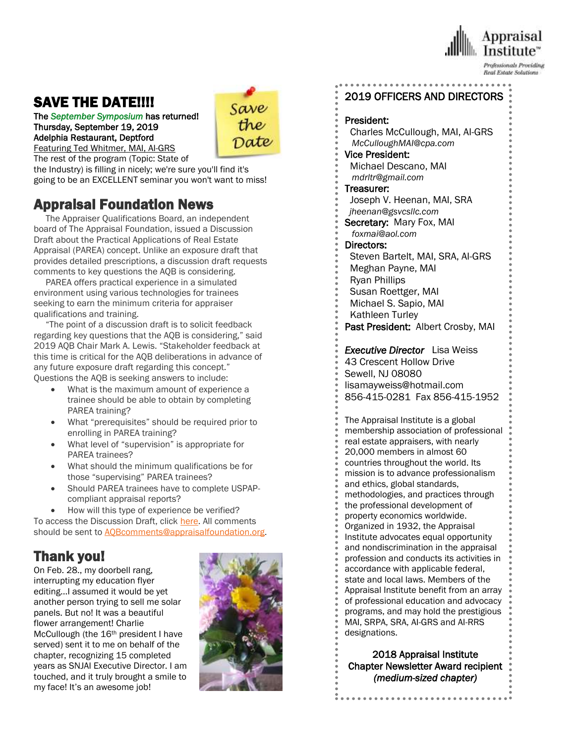# SAVE THE DATE!!!!

**The *September Symposium* has returned!**
**Thursday, September 19, 2019**
**Adelphia Restaurant, Deptford**
Featuring Ted Whitmer, MAI, AI-GRS
The rest of the program (Topic: State of the Industry) is filling in nicely; we're sure you'll find it's going to be an EXCELLENT seminar you won't want to miss!

Save the Date

# Appraisal Foundation News

The Appraiser Qualifications Board, an independent board of The Appraisal Foundation, issued a Discussion Draft about the Practical Applications of Real Estate Appraisal (PAREA) concept. Unlike an exposure draft that provides detailed prescriptions, a discussion draft requests comments to key questions the AQB is considering.

PAREA offers practical experience in a simulated environment using various technologies for trainees seeking to earn the minimum criteria for appraiser qualifications and training.

"The point of a discussion draft is to solicit feedback regarding key questions that the AQB is considering," said 2019 AQB Chair Mark A. Lewis. "Stakeholder feedback at this time is critical for the AQB deliberations in advance of any future exposure draft regarding this concept." Questions the AQB is seeking answers to include:

- What is the maximum amount of experience a trainee should be able to obtain by completing PAREA training?
- What "prerequisites" should be required prior to enrolling in PAREA training?
- What level of "supervision" is appropriate for PAREA trainees?
- What should the minimum qualifications be for those "supervising" PAREA trainees?
- Should PAREA trainees have to complete USPAP-compliant appraisal reports?
- How will this type of experience be verified?

To access the Discussion Draft, click here. All comments should be sent to AQBcomments@appraisalfoundation.org.

# Thank you!

On Feb. 28., my doorbell rang, interrupting my education flyer editing…I assumed it would be yet another person trying to sell me solar panels. But no! It was a beautiful flower arrangement! Charlie McCullough (the 16th president I have served) sent it to me on behalf of the chapter, recognizing 15 completed years as SNJAI Executive Director. I am touched, and it truly brought a smile to my face! It's an awesome job!

Appraisal Institute™
*Professionals Providing Real Estate Solutions*

## 2019 OFFICERS AND DIRECTORS

**President:**
Charles McCullough, MAI, AI-GRS
*McCulloughMAI@cpa.com*

**Vice President:**
Michael Descano, MAI
*mdrltr@gmail.com*

**Treasurer:**
Joseph V. Heenan, MAI, SRA
*jheenan@gsvcsllc.com*

**Secretary:** Mary Fox, MAI
*foxmai@aol.com*

**Directors:**
Steven Bartelt, MAI, SRA, AI-GRS
Meghan Payne, MAI
Ryan Phillips
Susan Roettger, MAI
Michael S. Sapio, MAI
Kathleen Turley

**Past President:** Albert Crosby, MAI

***Executive Director*** Lisa Weiss
43 Crescent Hollow Drive
Sewell, NJ 08080
lisamayweiss@hotmail.com
856-415-0281 Fax 856-415-1952

The Appraisal Institute is a global membership association of professional real estate appraisers, with nearly 20,000 members in almost 60 countries throughout the world. Its mission is to advance professionalism and ethics, global standards, methodologies, and practices through the professional development of property economics worldwide. Organized in 1932, the Appraisal Institute advocates equal opportunity and nondiscrimination in the appraisal profession and conducts its activities in accordance with applicable federal, state and local laws. Members of the Appraisal Institute benefit from an array of professional education and advocacy programs, and may hold the prestigious MAI, SRPA, SRA, AI-GRS and AI-RRS designations.

2018 Appraisal Institute Chapter Newsletter Award recipient
*(medium-sized chapter)*